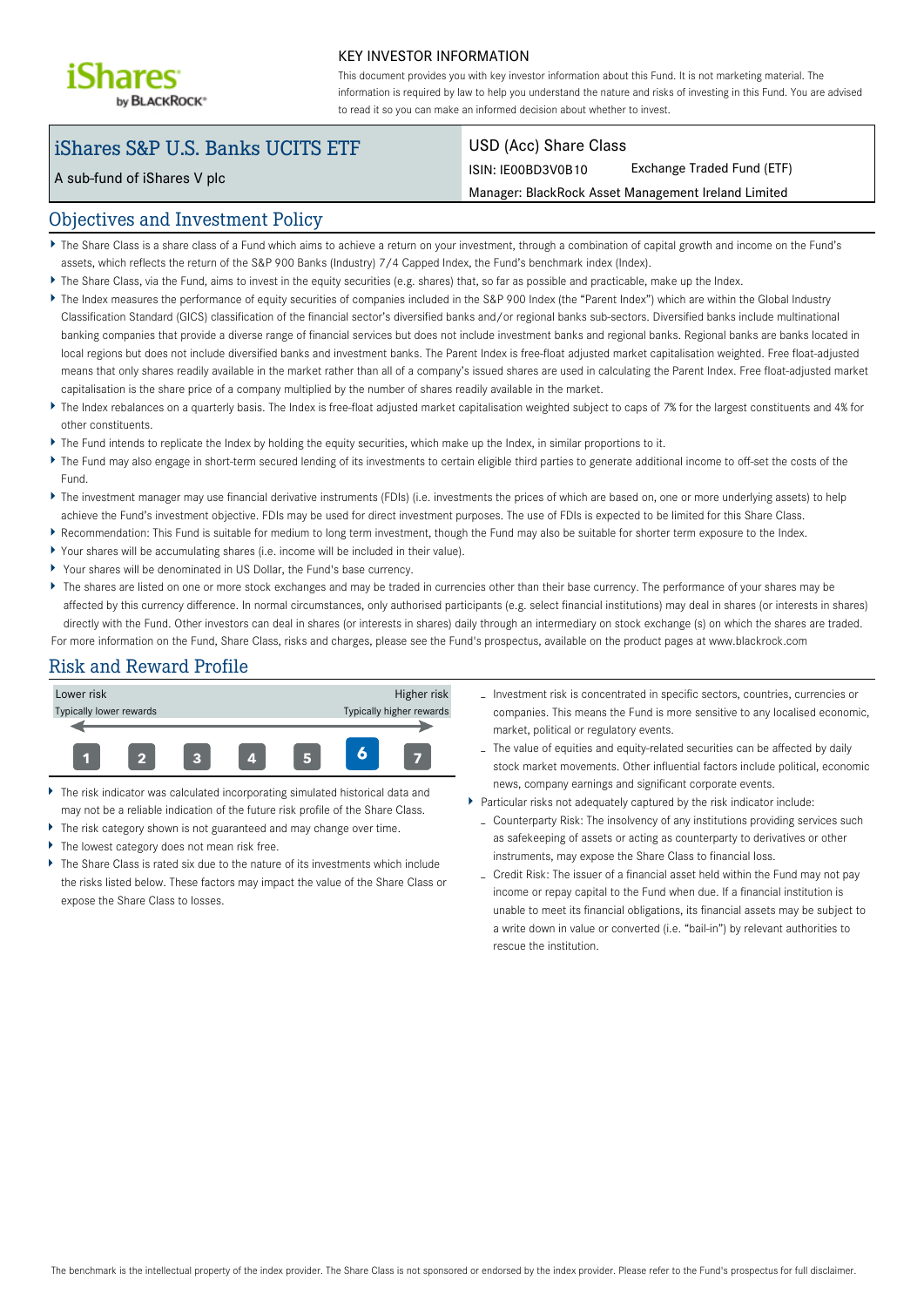KEY INVESTOR INFORMATION

This document provides you with key investor information about this Fund. It is not marketing material. The information is required by law to help you understand the nature and risks of investing in this Fund. You are advised to read it so you can make an informed decision about whether to invest.

# iShares S&P U.S. Banks UCITS ETF

A sub-fund of iShares V plc

USD (Acc) Share Class

ISIN: IE00BD3V0B10 Exchange Traded Fund (ETF)

Manager: BlackRock Asset Management Ireland Limited

## Objectives and Investment Policy

- The Share Class is a share class of a Fund which aims to achieve a return on your investment, through a combination of capital growth and income on the Fund's assets, which reflects the return of the S&P 900 Banks (Industry) 7/4 Capped Index, the Fund's benchmark index (Index).
- The Share Class, via the Fund, aims to invest in the equity securities (e.g. shares) that, so far as possible and practicable, make up the Index.
- The Index measures the performance of equity securities of companies included in the S&P 900 Index (the "Parent Index") which are within the Global Industry Classification Standard (GICS) classification of the financial sector's diversified banks and/or regional banks sub-sectors. Diversified banks include multinational banking companies that provide a diverse range of financial services but does not include investment banks and regional banks. Regional banks are banks located in local regions but does not include diversified banks and investment banks. The Parent Index is free-float adjusted market capitalisation weighted. Free float-adjusted means that only shares readily available in the market rather than all of a company's issued shares are used in calculating the Parent Index. Free float-adjusted market capitalisation is the share price of a company multiplied by the number of shares readily available in the market.
- The Index rebalances on a quarterly basis. The Index is free-float adjusted market capitalisation weighted subject to caps of 7% for the largest constituents and 4% for other constituents.
- The Fund intends to replicate the Index by holding the equity securities, which make up the Index, in similar proportions to it.
- The Fund may also engage in short-term secured lending of its investments to certain eligible third parties to generate additional income to off-set the costs of the Fund.
- The investment manager may use financial derivative instruments (FDIs) (i.e. investments the prices of which are based on, one or more underlying assets) to help achieve the Fund's investment objective. FDIs may be used for direct investment purposes. The use of FDIs is expected to be limited for this Share Class.
- Recommendation: This Fund is suitable for medium to long term investment, though the Fund may also be suitable for shorter term exposure to the Index.
- Your shares will be accumulating shares (i.e. income will be included in their value).
- Your shares will be denominated in US Dollar, the Fund's base currency.
- The shares are listed on one or more stock exchanges and may be traded in currencies other than their base currency. The performance of your shares may be affected by this currency difference. In normal circumstances, only authorised participants (e.g. select financial institutions) may deal in shares (or interests in shares) directly with the Fund. Other investors can deal in shares (or interests in shares) daily through an intermediary on stock exchange (s) on which the shares are traded.

For more information on the Fund, Share Class, risks and charges, please see the Fund's prospectus, available on the product pages at www.blackrock.com

## Risk and Reward Profile

| Lower risk<br>Typically lower rewards | | | | | | Higher risk<br>Typically higher rewards |
|---|---|---|---|---|---|---|
| 1 | 2 | 3 | 4 | 5 | **6** | 7 |

- The risk indicator was calculated incorporating simulated historical data and may not be a reliable indication of the future risk profile of the Share Class.
- The risk category shown is not guaranteed and may change over time.
- The lowest category does not mean risk free.
- The Share Class is rated six due to the nature of its investments which include the risks listed below. These factors may impact the value of the Share Class or expose the Share Class to losses.
  - Investment risk is concentrated in specific sectors, countries, currencies or companies. This means the Fund is more sensitive to any localised economic, market, political or regulatory events.
  - The value of equities and equity-related securities can be affected by daily stock market movements. Other influential factors include political, economic news, company earnings and significant corporate events.
- Particular risks not adequately captured by the risk indicator include:
  - Counterparty Risk: The insolvency of any institutions providing services such as safekeeping of assets or acting as counterparty to derivatives or other instruments, may expose the Share Class to financial loss.
  - Credit Risk: The issuer of a financial asset held within the Fund may not pay income or repay capital to the Fund when due. If a financial institution is unable to meet its financial obligations, its financial assets may be subject to a write down in value or converted (i.e. "bail-in") by relevant authorities to rescue the institution.

The benchmark is the intellectual property of the index provider. The Share Class is not sponsored or endorsed by the index provider. Please refer to the Fund's prospectus for full disclaimer.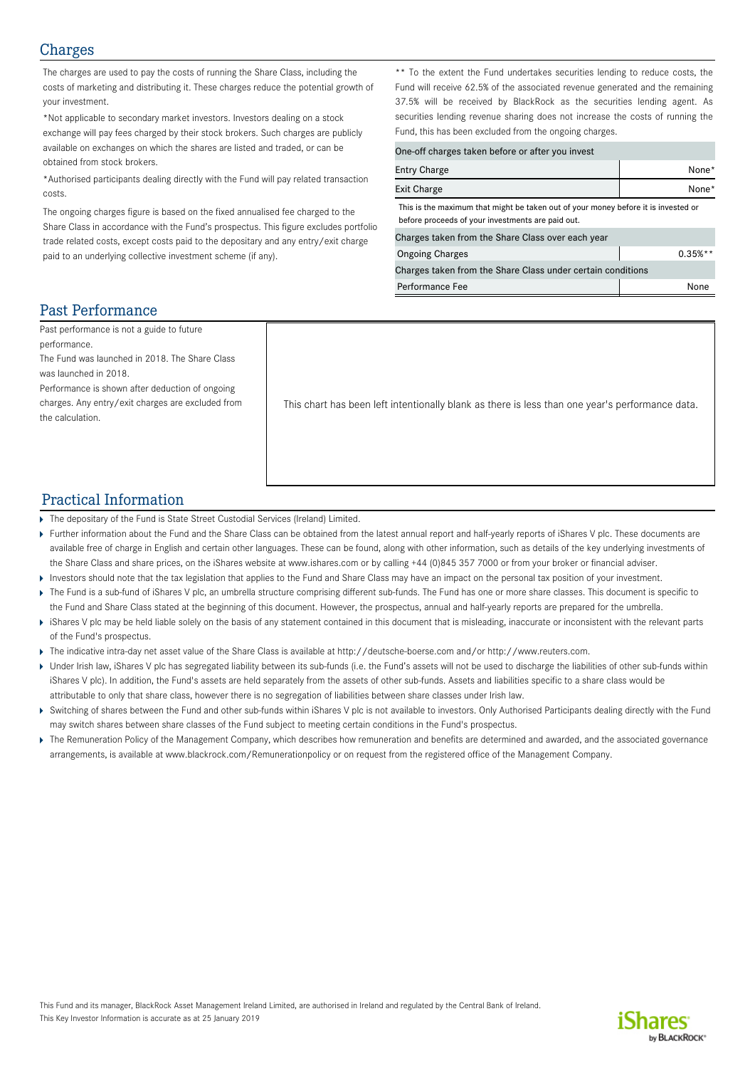## Charges

The charges are used to pay the costs of running the Share Class, including the costs of marketing and distributing it. These charges reduce the potential growth of your investment.

*Not applicable to secondary market investors. Investors dealing on a stock exchange will pay fees charged by their stock brokers. Such charges are publicly available on exchanges on which the shares are listed and traded, or can be obtained from stock brokers.

*Authorised participants dealing directly with the Fund will pay related transaction costs.

The ongoing charges figure is based on the fixed annualised fee charged to the Share Class in accordance with the Fund's prospectus. This figure excludes portfolio trade related costs, except costs paid to the depositary and any entry/exit charge paid to an underlying collective investment scheme (if any).

** To the extent the Fund undertakes securities lending to reduce costs, the Fund will receive 62.5% of the associated revenue generated and the remaining 37.5% will be received by BlackRock as the securities lending agent. As securities lending revenue sharing does not increase the costs of running the Fund, this has been excluded from the ongoing charges.

| | |
|---|---|
| **One-off charges taken before or after you invest** | |
| Entry Charge | None* |
| Exit Charge | None* |
| This is the maximum that might be taken out of your money before it is invested or before proceeds of your investments are paid out. | |
| **Charges taken from the Share Class over each year** | |
| Ongoing Charges | 0.35%** |
| **Charges taken from the Share Class under certain conditions** | |
| Performance Fee | None |

## Past Performance

Past performance is not a guide to future performance.

The Fund was launched in 2018. The Share Class was launched in 2018.

Performance is shown after deduction of ongoing charges. Any entry/exit charges are excluded from the calculation.

This chart has been left intentionally blank as there is less than one year's performance data.

## Practical Information

- The depositary of the Fund is State Street Custodial Services (Ireland) Limited.
- Further information about the Fund and the Share Class can be obtained from the latest annual report and half-yearly reports of iShares V plc. These documents are available free of charge in English and certain other languages. These can be found, along with other information, such as details of the key underlying investments of the Share Class and share prices, on the iShares website at www.ishares.com or by calling +44 (0)845 357 7000 or from your broker or financial adviser.
- Investors should note that the tax legislation that applies to the Fund and Share Class may have an impact on the personal tax position of your investment.
- The Fund is a sub-fund of iShares V plc, an umbrella structure comprising different sub-funds. The Fund has one or more share classes. This document is specific to the Fund and Share Class stated at the beginning of this document. However, the prospectus, annual and half-yearly reports are prepared for the umbrella.
- iShares V plc may be held liable solely on the basis of any statement contained in this document that is misleading, inaccurate or inconsistent with the relevant parts of the Fund's prospectus.
- The indicative intra-day net asset value of the Share Class is available at http://deutsche-boerse.com and/or http://www.reuters.com.
- Under Irish law, iShares V plc has segregated liability between its sub-funds (i.e. the Fund's assets will not be used to discharge the liabilities of other sub-funds within iShares V plc). In addition, the Fund's assets are held separately from the assets of other sub-funds. Assets and liabilities specific to a share class would be attributable to only that share class, however there is no segregation of liabilities between share classes under Irish law.
- Switching of shares between the Fund and other sub-funds within iShares V plc is not available to investors. Only Authorised Participants dealing directly with the Fund may switch shares between share classes of the Fund subject to meeting certain conditions in the Fund's prospectus.
- The Remuneration Policy of the Management Company, which describes how remuneration and benefits are determined and awarded, and the associated governance arrangements, is available at www.blackrock.com/Remunerationpolicy or on request from the registered office of the Management Company.

This Fund and its manager, BlackRock Asset Management Ireland Limited, are authorised in Ireland and regulated by the Central Bank of Ireland.
This Key Investor Information is accurate as at 25 January 2019